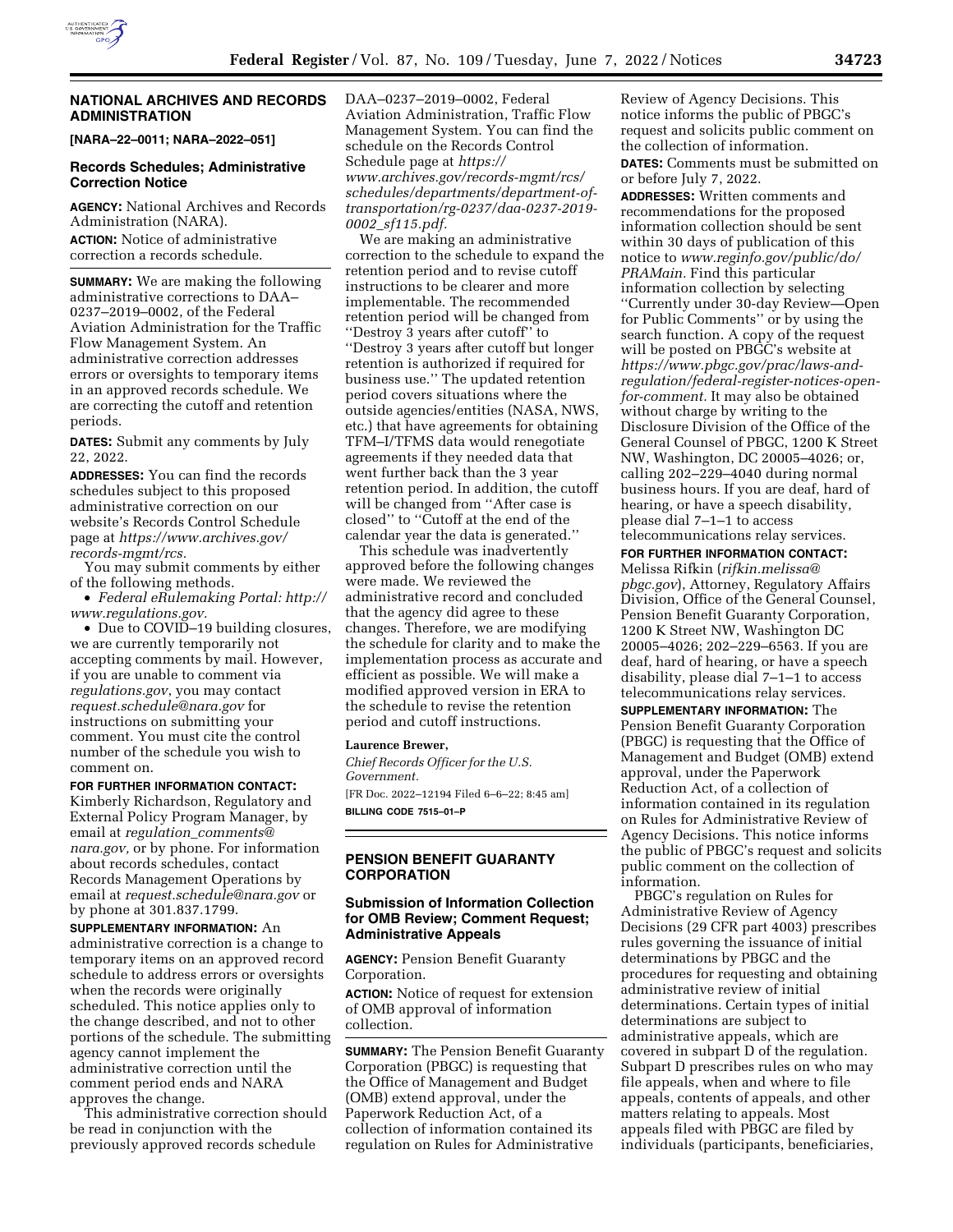## NATIONAL ARCHIVES AND RECORDS ADMINISTRATION

**[NARA–22–0011; NARA–2022–051]**

### Records Schedules; Administrative Correction Notice

**AGENCY:** National Archives and Records Administration (NARA).

**ACTION:** Notice of administrative correction a records schedule.

**SUMMARY:** We are making the following administrative corrections to DAA–0237–2019–0002, of the Federal Aviation Administration for the Traffic Flow Management System. An administrative correction addresses errors or oversights to temporary items in an approved records schedule. We are correcting the cutoff and retention periods.

**DATES:** Submit any comments by July 22, 2022.

**ADDRESSES:** You can find the records schedules subject to this proposed administrative correction on our website's Records Control Schedule page at *https://www.archives.gov/records-mgmt/rcs.*

You may submit comments by either of the following methods.

- *Federal eRulemaking Portal: http://www.regulations.gov.*
- Due to COVID–19 building closures, we are currently temporarily not accepting comments by mail. However, if you are unable to comment via *regulations.gov*, you may contact *request.schedule@nara.gov* for instructions on submitting your comment. You must cite the control number of the schedule you wish to comment on.

**FOR FURTHER INFORMATION CONTACT:** Kimberly Richardson, Regulatory and External Policy Program Manager, by email at *regulation_comments@nara.gov,* or by phone. For information about records schedules, contact Records Management Operations by email at *request.schedule@nara.gov* or by phone at 301.837.1799.

**SUPPLEMENTARY INFORMATION:** An administrative correction is a change to temporary items on an approved record schedule to address errors or oversights when the records were originally scheduled. This notice applies only to the change described, and not to other portions of the schedule. The submitting agency cannot implement the administrative correction until the comment period ends and NARA approves the change.

This administrative correction should be read in conjunction with the previously approved records schedule DAA–0237–2019–0002, Federal Aviation Administration, Traffic Flow Management System. You can find the schedule on the Records Control Schedule page at *https://www.archives.gov/records-mgmt/rcs/schedules/departments/department-of-transportation/rg-0237/daa-0237-2019-0002_sf115.pdf.*

We are making an administrative correction to the schedule to expand the retention period and to revise cutoff instructions to be clearer and more implementable. The recommended retention period will be changed from ''Destroy 3 years after cutoff'' to ''Destroy 3 years after cutoff but longer retention is authorized if required for business use.'' The updated retention period covers situations where the outside agencies/entities (NASA, NWS, etc.) that have agreements for obtaining TFM–I/TFMS data would renegotiate agreements if they needed data that went further back than the 3 year retention period. In addition, the cutoff will be changed from ''After case is closed'' to ''Cutoff at the end of the calendar year the data is generated.''

This schedule was inadvertently approved before the following changes were made. We reviewed the administrative record and concluded that the agency did agree to these changes. Therefore, we are modifying the schedule for clarity and to make the implementation process as accurate and efficient as possible. We will make a modified approved version in ERA to the schedule to revise the retention period and cutoff instructions.

**Laurence Brewer,**

*Chief Records Officer for the U.S. Government.*

[FR Doc. 2022–12194 Filed 6–6–22; 8:45 am]

**BILLING CODE 7515–01–P**

## PENSION BENEFIT GUARANTY CORPORATION

### Submission of Information Collection for OMB Review; Comment Request; Administrative Appeals

**AGENCY:** Pension Benefit Guaranty Corporation.

**ACTION:** Notice of request for extension of OMB approval of information collection.

**SUMMARY:** The Pension Benefit Guaranty Corporation (PBGC) is requesting that the Office of Management and Budget (OMB) extend approval, under the Paperwork Reduction Act, of a collection of information contained its regulation on Rules for Administrative Review of Agency Decisions. This notice informs the public of PBGC's request and solicits public comment on the collection of information.

**DATES:** Comments must be submitted on or before July 7, 2022.

**ADDRESSES:** Written comments and recommendations for the proposed information collection should be sent within 30 days of publication of this notice to *www.reginfo.gov/public/do/PRAMain.* Find this particular information collection by selecting ''Currently under 30-day Review—Open for Public Comments'' or by using the search function. A copy of the request will be posted on PBGC's website at *https://www.pbgc.gov/prac/laws-and-regulation/federal-register-notices-open-for-comment.* It may also be obtained without charge by writing to the Disclosure Division of the Office of the General Counsel of PBGC, 1200 K Street NW, Washington, DC 20005–4026; or, calling 202–229–4040 during normal business hours. If you are deaf, hard of hearing, or have a speech disability, please dial 7–1–1 to access telecommunications relay services.

**FOR FURTHER INFORMATION CONTACT:** Melissa Rifkin (*rifkin.melissa@pbgc.gov*), Attorney, Regulatory Affairs Division, Office of the General Counsel, Pension Benefit Guaranty Corporation, 1200 K Street NW, Washington DC 20005–4026; 202–229–6563. If you are deaf, hard of hearing, or have a speech disability, please dial 7–1–1 to access telecommunications relay services.

**SUPPLEMENTARY INFORMATION:** The Pension Benefit Guaranty Corporation (PBGC) is requesting that the Office of Management and Budget (OMB) extend approval, under the Paperwork Reduction Act, of a collection of information contained in its regulation on Rules for Administrative Review of Agency Decisions. This notice informs the public of PBGC's request and solicits public comment on the collection of information.

PBGC's regulation on Rules for Administrative Review of Agency Decisions (29 CFR part 4003) prescribes rules governing the issuance of initial determinations by PBGC and the procedures for requesting and obtaining administrative review of initial determinations. Certain types of initial determinations are subject to administrative appeals, which are covered in subpart D of the regulation. Subpart D prescribes rules on who may file appeals, when and where to file appeals, contents of appeals, and other matters relating to appeals. Most appeals filed with PBGC are filed by individuals (participants, beneficiaries,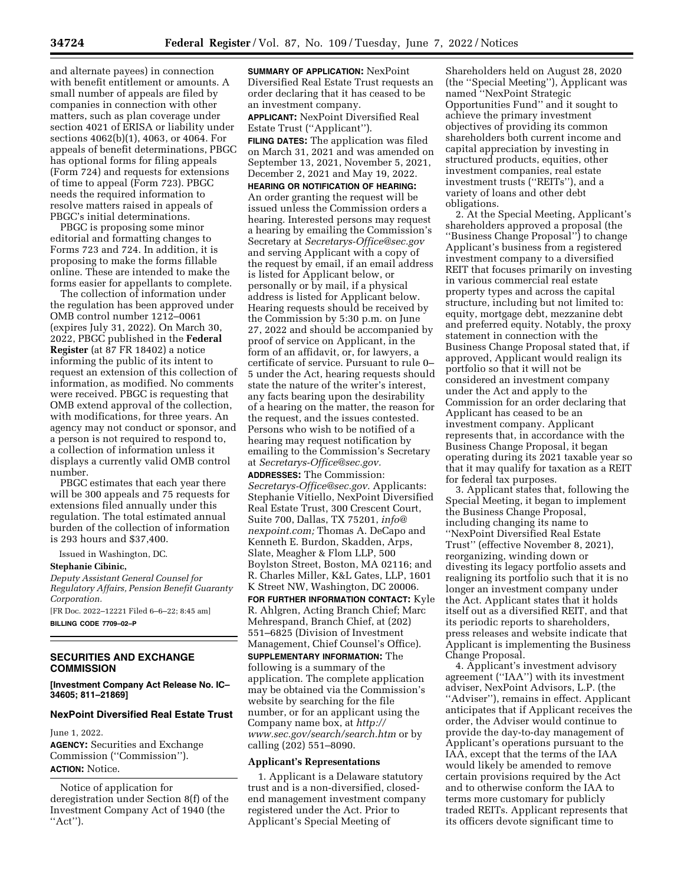and alternate payees) in connection with benefit entitlement or amounts. A small number of appeals are filed by companies in connection with other matters, such as plan coverage under section 4021 of ERISA or liability under sections 4062(b)(1), 4063, or 4064. For appeals of benefit determinations, PBGC has optional forms for filing appeals (Form 724) and requests for extensions of time to appeal (Form 723). PBGC needs the required information to resolve matters raised in appeals of PBGC's initial determinations.

PBGC is proposing some minor editorial and formatting changes to Forms 723 and 724. In addition, it is proposing to make the forms fillable online. These are intended to make the forms easier for appellants to complete.

The collection of information under the regulation has been approved under OMB control number 1212–0061 (expires July 31, 2022). On March 30, 2022, PBGC published in the **Federal Register** (at 87 FR 18402) a notice informing the public of its intent to request an extension of this collection of information, as modified. No comments were received. PBGC is requesting that OMB extend approval of the collection, with modifications, for three years. An agency may not conduct or sponsor, and a person is not required to respond to, a collection of information unless it displays a currently valid OMB control number.

PBGC estimates that each year there will be 300 appeals and 75 requests for extensions filed annually under this regulation. The total estimated annual burden of the collection of information is 293 hours and $37,400.

Issued in Washington, DC.

**Stephanie Cibinic,**

*Deputy Assistant General Counsel for Regulatory Affairs, Pension Benefit Guaranty Corporation.*

[FR Doc. 2022–12221 Filed 6–6–22; 8:45 am]

**BILLING CODE 7709–02–P**

## SECURITIES AND EXCHANGE COMMISSION

**[Investment Company Act Release No. IC–34605; 811–21869]**

### NexPoint Diversified Real Estate Trust

June 1, 2022.

**AGENCY:** Securities and Exchange Commission ("Commission").

**ACTION:** Notice.

Notice of application for deregistration under Section 8(f) of the Investment Company Act of 1940 (the "Act").

**SUMMARY OF APPLICATION:** NexPoint Diversified Real Estate Trust requests an order declaring that it has ceased to be an investment company.

**APPLICANT:** NexPoint Diversified Real Estate Trust ("Applicant").

**FILING DATES:** The application was filed on March 31, 2021 and was amended on September 13, 2021, November 5, 2021, December 2, 2021 and May 19, 2022.

**HEARING OR NOTIFICATION OF HEARING:** An order granting the request will be issued unless the Commission orders a hearing. Interested persons may request a hearing by emailing the Commission's Secretary at *Secretarys-Office@sec.gov* and serving Applicant with a copy of the request by email, if an email address is listed for Applicant below, or personally or by mail, if a physical address is listed for Applicant below. Hearing requests should be received by the Commission by 5:30 p.m. on June 27, 2022 and should be accompanied by proof of service on Applicant, in the form of an affidavit, or, for lawyers, a certificate of service. Pursuant to rule 0–5 under the Act, hearing requests should state the nature of the writer's interest, any facts bearing upon the desirability of a hearing on the matter, the reason for the request, and the issues contested. Persons who wish to be notified of a hearing may request notification by emailing to the Commission's Secretary at *Secretarys-Office@sec.gov.*

**ADDRESSES:** The Commission: *Secretarys-Office@sec.gov.* Applicants: Stephanie Vitiello, NexPoint Diversified Real Estate Trust, 300 Crescent Court, Suite 700, Dallas, TX 75201, *info@nexpoint.com;* Thomas A. DeCapo and Kenneth E. Burdon, Skadden, Arps, Slate, Meagher & Flom LLP, 500 Boylston Street, Boston, MA 02116; and R. Charles Miller, K&L Gates, LLP, 1601 K Street NW, Washington, DC 20006.

**FOR FURTHER INFORMATION CONTACT:** Kyle R. Ahlgren, Acting Branch Chief; Marc Mehrespand, Branch Chief, at (202) 551–6825 (Division of Investment Management, Chief Counsel's Office).

**SUPPLEMENTARY INFORMATION:** The following is a summary of the application. The complete application may be obtained via the Commission's website by searching for the file number, or for an applicant using the Company name box, at *http://www.sec.gov/search/search.htm* or by calling (202) 551–8090.

#### Applicant's Representations

1. Applicant is a Delaware statutory trust and is a non-diversified, closed-end management investment company registered under the Act. Prior to Applicant's Special Meeting of Shareholders held on August 28, 2020 (the "Special Meeting"), Applicant was named "NexPoint Strategic Opportunities Fund" and it sought to achieve the primary investment objectives of providing its common shareholders both current income and capital appreciation by investing in structured products, equities, other investment companies, real estate investment trusts ("REITs"), and a variety of loans and other debt obligations.

2. At the Special Meeting, Applicant's shareholders approved a proposal (the "Business Change Proposal") to change Applicant's business from a registered investment company to a diversified REIT that focuses primarily on investing in various commercial real estate property types and across the capital structure, including but not limited to: equity, mortgage debt, mezzanine debt and preferred equity. Notably, the proxy statement in connection with the Business Change Proposal stated that, if approved, Applicant would realign its portfolio so that it will not be considered an investment company under the Act and apply to the Commission for an order declaring that Applicant has ceased to be an investment company. Applicant represents that, in accordance with the Business Change Proposal, it began operating during its 2021 taxable year so that it may qualify for taxation as a REIT for federal tax purposes.

3. Applicant states that, following the Special Meeting, it began to implement the Business Change Proposal, including changing its name to "NexPoint Diversified Real Estate Trust" (effective November 8, 2021), reorganizing, winding down or divesting its legacy portfolio assets and realigning its portfolio such that it is no longer an investment company under the Act. Applicant states that it holds itself out as a diversified REIT, and that its periodic reports to shareholders, press releases and website indicate that Applicant is implementing the Business Change Proposal.

4. Applicant's investment advisory agreement ("IAA") with its investment adviser, NexPoint Advisors, L.P. (the "Adviser"), remains in effect. Applicant anticipates that if Applicant receives the order, the Adviser would continue to provide the day-to-day management of Applicant's operations pursuant to the IAA, except that the terms of the IAA would likely be amended to remove certain provisions required by the Act and to otherwise conform the IAA to terms more customary for publicly traded REITs. Applicant represents that its officers devote significant time to